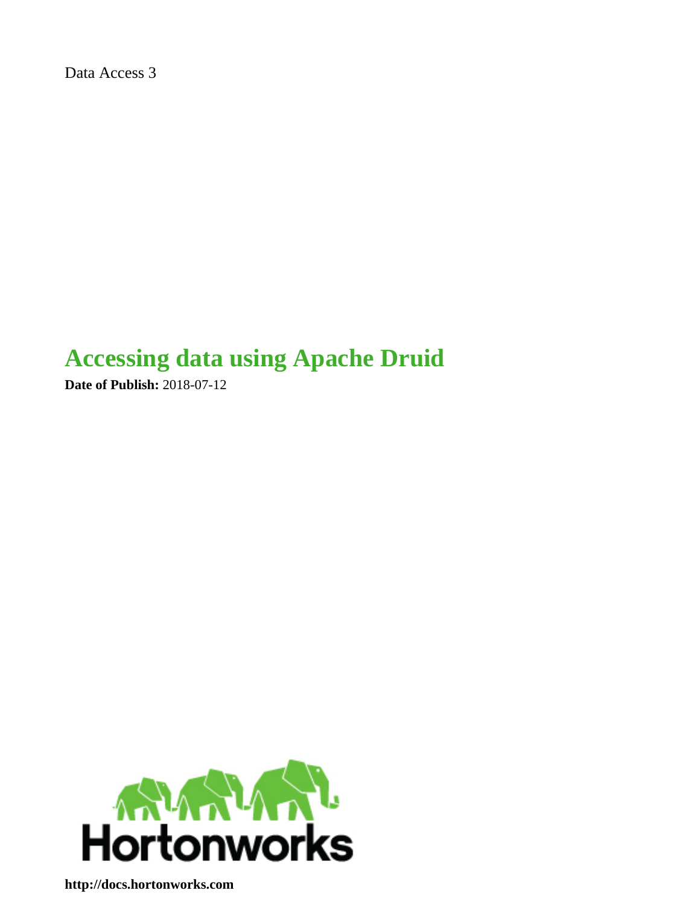Data Access 3

# Accessing data using Apache Druid

**Date of Publish:** 2018-07-12

Hortonworks

**http://docs.hortonworks.com**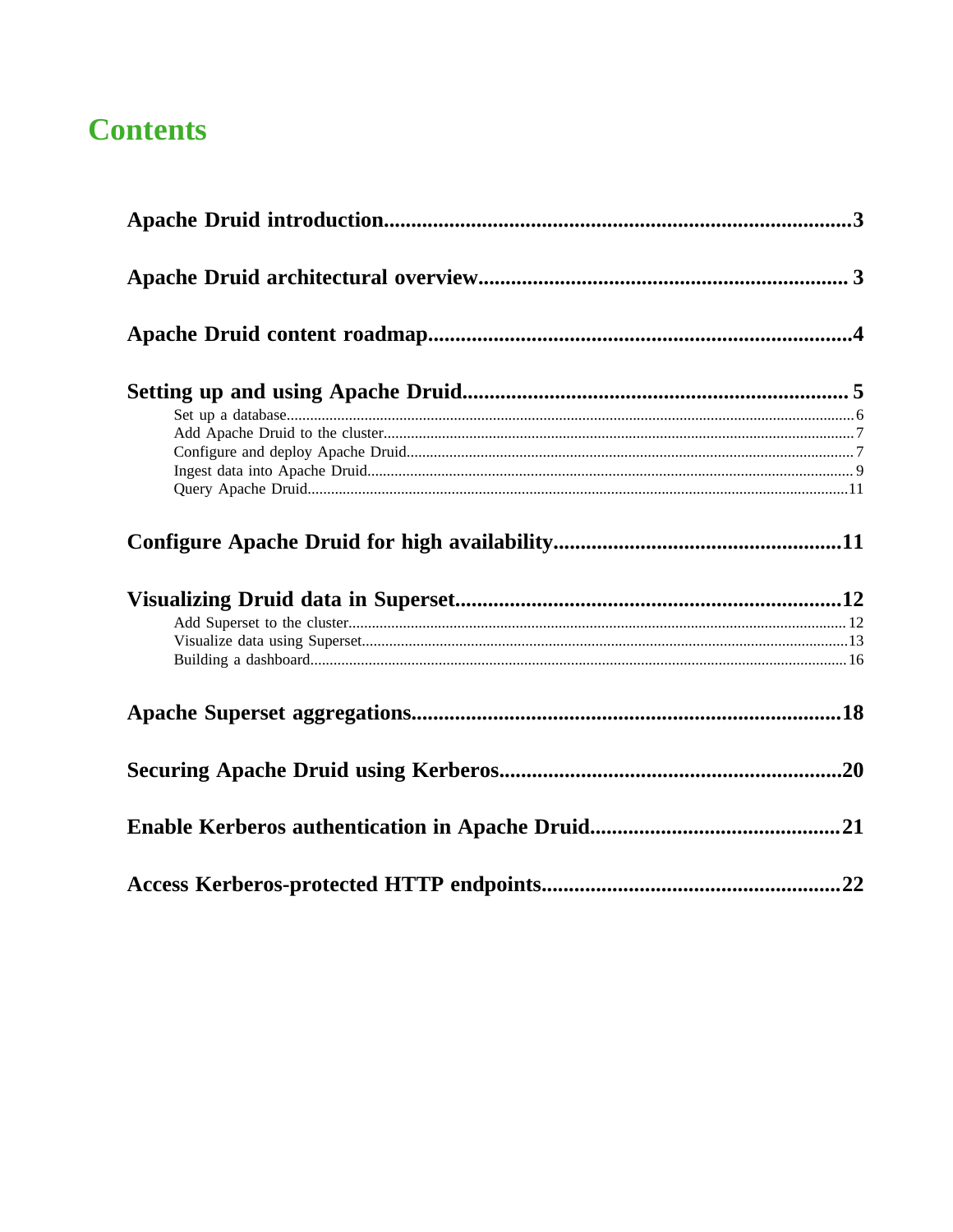# Contents

**Apache Druid introduction** ... 3

**Apache Druid architectural overview** ... 3

**Apache Druid content roadmap** ... 4

**Setting up and using Apache Druid** ... 5

- Set up a database ... 6
- Add Apache Druid to the cluster ... 7
- Configure and deploy Apache Druid ... 7
- Ingest data into Apache Druid ... 9
- Query Apache Druid ... 11

**Configure Apache Druid for high availability** ... 11

**Visualizing Druid data in Superset** ... 12

- Add Superset to the cluster ... 12
- Visualize data using Superset ... 13
- Building a dashboard ... 16

**Apache Superset aggregations** ... 18

**Securing Apache Druid using Kerberos** ... 20

**Enable Kerberos authentication in Apache Druid** ... 21

**Access Kerberos-protected HTTP endpoints** ... 22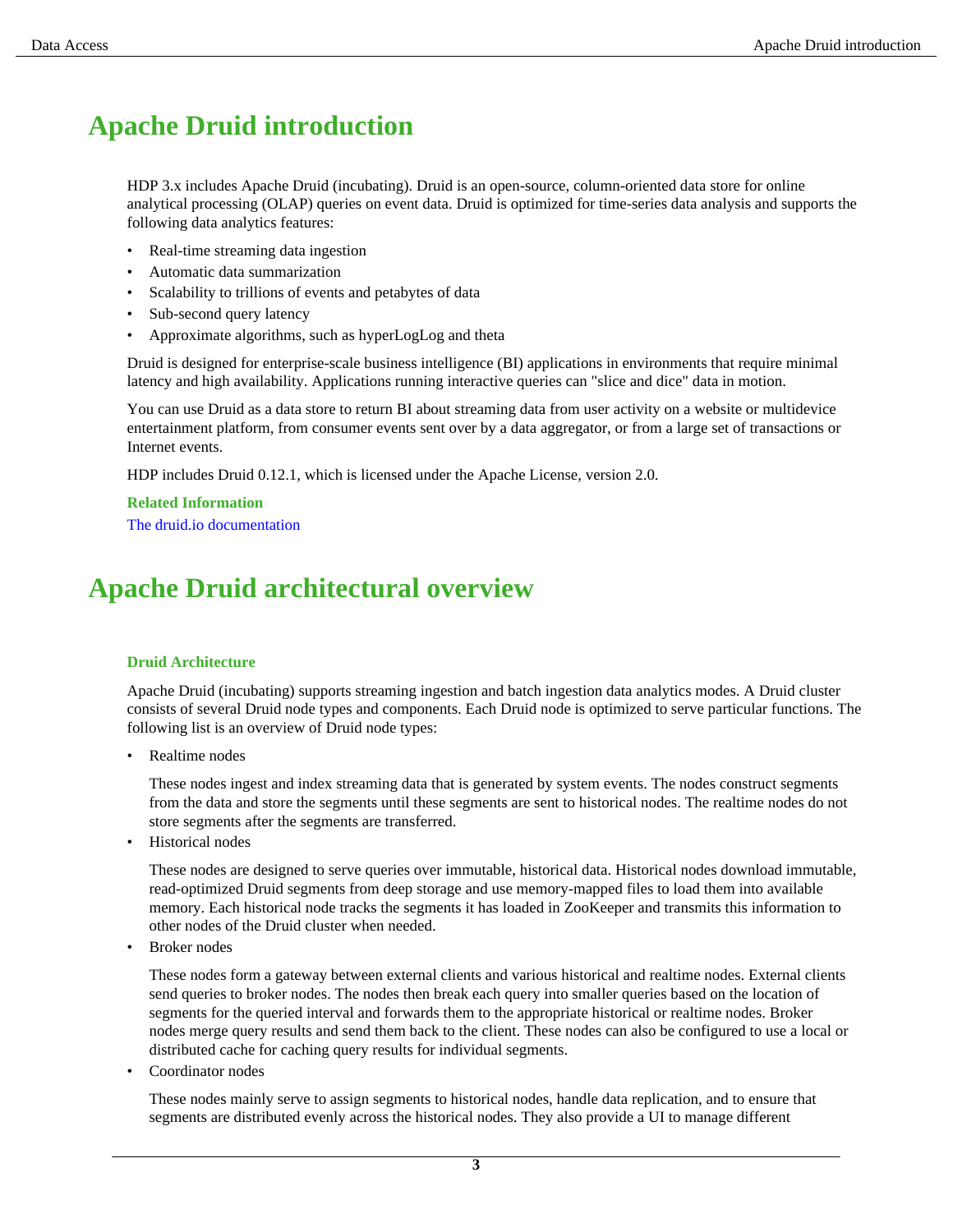# Apache Druid introduction

HDP 3.x includes Apache Druid (incubating). Druid is an open-source, column-oriented data store for online analytical processing (OLAP) queries on event data. Druid is optimized for time-series data analysis and supports the following data analytics features:

- Real-time streaming data ingestion
- Automatic data summarization
- Scalability to trillions of events and petabytes of data
- Sub-second query latency
- Approximate algorithms, such as hyperLogLog and theta

Druid is designed for enterprise-scale business intelligence (BI) applications in environments that require minimal latency and high availability. Applications running interactive queries can "slice and dice" data in motion.

You can use Druid as a data store to return BI about streaming data from user activity on a website or multidevice entertainment platform, from consumer events sent over by a data aggregator, or from a large set of transactions or Internet events.

HDP includes Druid 0.12.1, which is licensed under the Apache License, version 2.0.

**Related Information**

The druid.io documentation

# Apache Druid architectural overview

### Druid Architecture

Apache Druid (incubating) supports streaming ingestion and batch ingestion data analytics modes. A Druid cluster consists of several Druid node types and components. Each Druid node is optimized to serve particular functions. The following list is an overview of Druid node types:

- Realtime nodes

  These nodes ingest and index streaming data that is generated by system events. The nodes construct segments from the data and store the segments until these segments are sent to historical nodes. The realtime nodes do not store segments after the segments are transferred.

- Historical nodes

  These nodes are designed to serve queries over immutable, historical data. Historical nodes download immutable, read-optimized Druid segments from deep storage and use memory-mapped files to load them into available memory. Each historical node tracks the segments it has loaded in ZooKeeper and transmits this information to other nodes of the Druid cluster when needed.

- Broker nodes

  These nodes form a gateway between external clients and various historical and realtime nodes. External clients send queries to broker nodes. The nodes then break each query into smaller queries based on the location of segments for the queried interval and forwards them to the appropriate historical or realtime nodes. Broker nodes merge query results and send them back to the client. These nodes can also be configured to use a local or distributed cache for caching query results for individual segments.

- Coordinator nodes

  These nodes mainly serve to assign segments to historical nodes, handle data replication, and to ensure that segments are distributed evenly across the historical nodes. They also provide a UI to manage different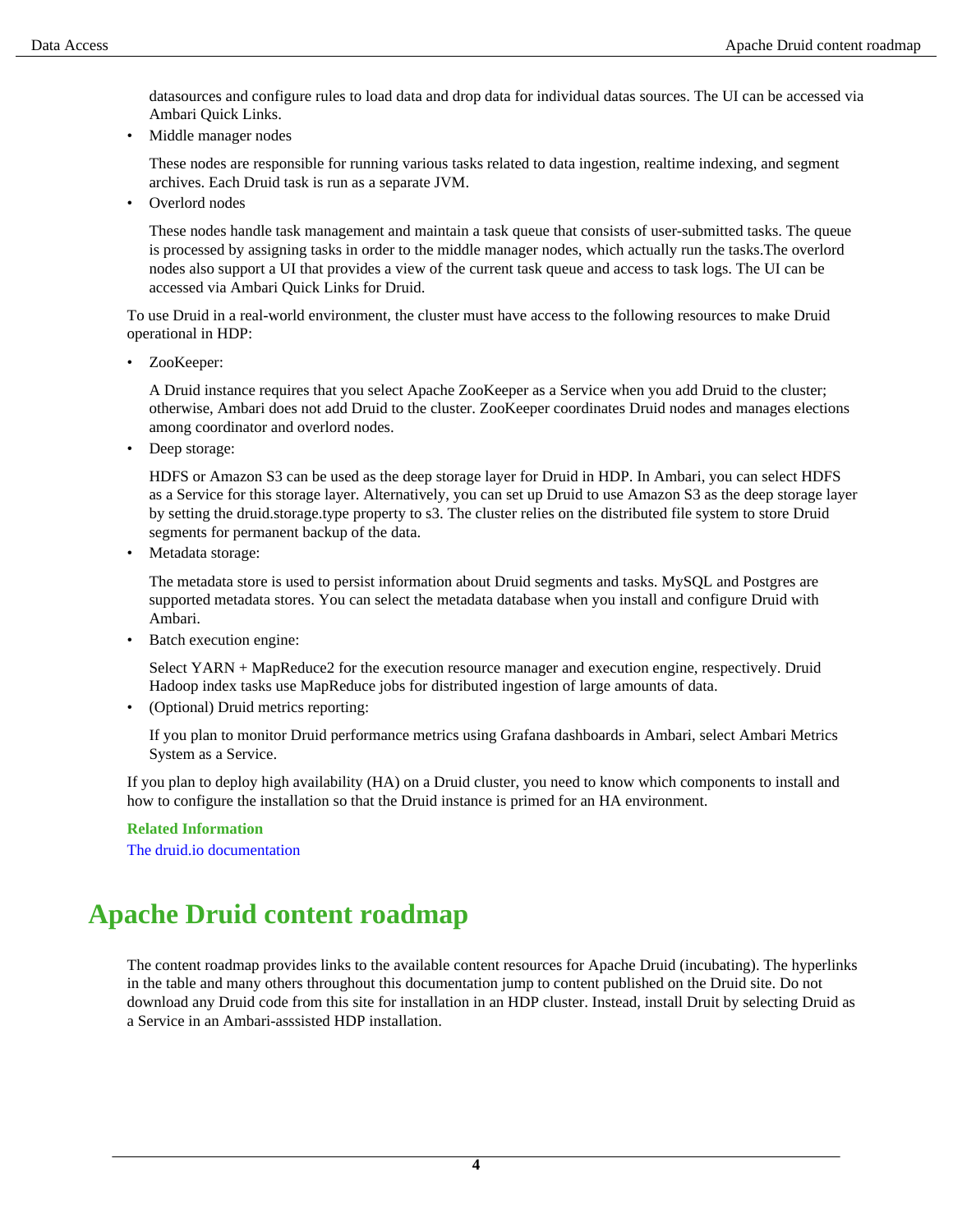datasources and configure rules to load data and drop data for individual datas sources. The UI can be accessed via Ambari Quick Links.

- Middle manager nodes

  These nodes are responsible for running various tasks related to data ingestion, realtime indexing, and segment archives. Each Druid task is run as a separate JVM.

- Overlord nodes

  These nodes handle task management and maintain a task queue that consists of user-submitted tasks. The queue is processed by assigning tasks in order to the middle manager nodes, which actually run the tasks.The overlord nodes also support a UI that provides a view of the current task queue and access to task logs. The UI can be accessed via Ambari Quick Links for Druid.

To use Druid in a real-world environment, the cluster must have access to the following resources to make Druid operational in HDP:

- ZooKeeper:

  A Druid instance requires that you select Apache ZooKeeper as a Service when you add Druid to the cluster; otherwise, Ambari does not add Druid to the cluster. ZooKeeper coordinates Druid nodes and manages elections among coordinator and overlord nodes.

- Deep storage:

  HDFS or Amazon S3 can be used as the deep storage layer for Druid in HDP. In Ambari, you can select HDFS as a Service for this storage layer. Alternatively, you can set up Druid to use Amazon S3 as the deep storage layer by setting the druid.storage.type property to s3. The cluster relies on the distributed file system to store Druid segments for permanent backup of the data.

- Metadata storage:

  The metadata store is used to persist information about Druid segments and tasks. MySQL and Postgres are supported metadata stores. You can select the metadata database when you install and configure Druid with Ambari.

- Batch execution engine:

  Select YARN + MapReduce2 for the execution resource manager and execution engine, respectively. Druid Hadoop index tasks use MapReduce jobs for distributed ingestion of large amounts of data.

- (Optional) Druid metrics reporting:

  If you plan to monitor Druid performance metrics using Grafana dashboards in Ambari, select Ambari Metrics System as a Service.

If you plan to deploy high availability (HA) on a Druid cluster, you need to know which components to install and how to configure the installation so that the Druid instance is primed for an HA environment.

**Related Information**

The druid.io documentation

# Apache Druid content roadmap

The content roadmap provides links to the available content resources for Apache Druid (incubating). The hyperlinks in the table and many others throughout this documentation jump to content published on the Druid site. Do not download any Druid code from this site for installation in an HDP cluster. Instead, install Druit by selecting Druid as a Service in an Ambari-asssisted HDP installation.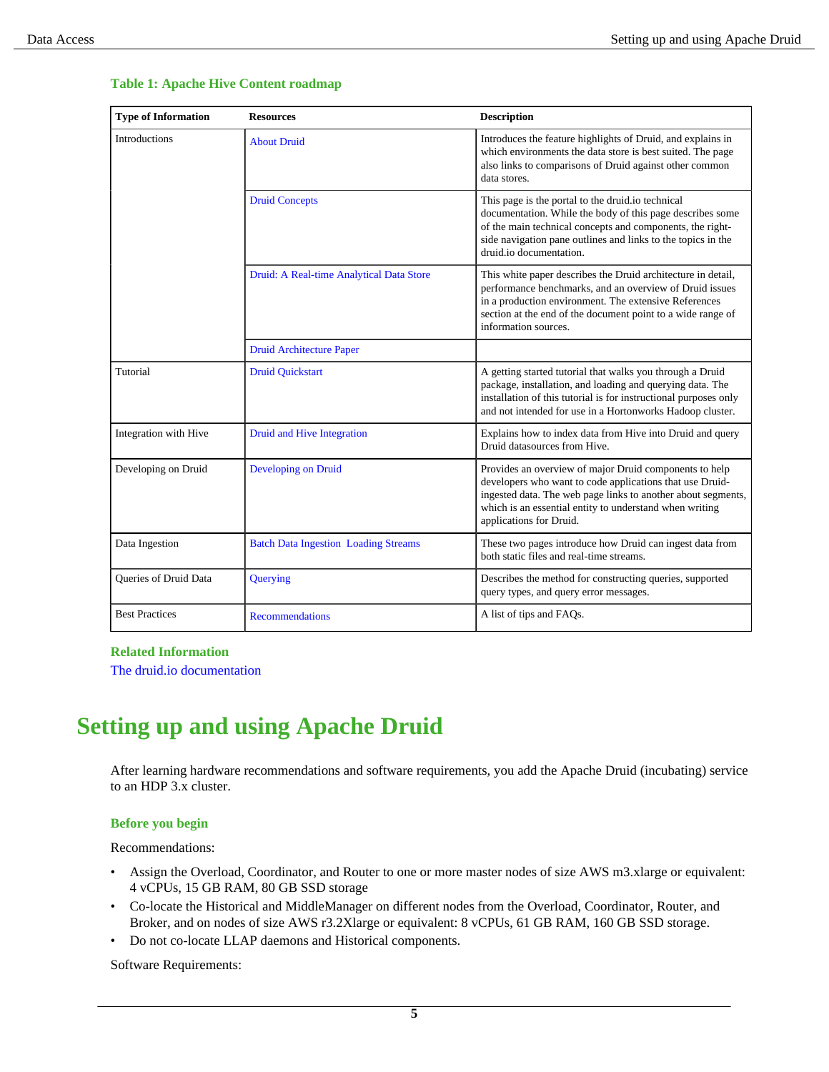**Table 1: Apache Hive Content roadmap**

| Type of Information | Resources | Description |
|---|---|---|
| Introductions | About Druid | Introduces the feature highlights of Druid, and explains in which environments the data store is best suited. The page also links to comparisons of Druid against other common data stores. |
| | Druid Concepts | This page is the portal to the druid.io technical documentation. While the body of this page describes some of the main technical concepts and components, the right-side navigation pane outlines and links to the topics in the druid.io documentation. |
| | Druid: A Real-time Analytical Data Store | This white paper describes the Druid architecture in detail, performance benchmarks, and an overview of Druid issues in a production environment. The extensive References section at the end of the document point to a wide range of information sources. |
| | Druid Architecture Paper | |
| Tutorial | Druid Quickstart | A getting started tutorial that walks you through a Druid package, installation, and loading and querying data. The installation of this tutorial is for instructional purposes only and not intended for use in a Hortonworks Hadoop cluster. |
| Integration with Hive | Druid and Hive Integration | Explains how to index data from Hive into Druid and query Druid datasources from Hive. |
| Developing on Druid | Developing on Druid | Provides an overview of major Druid components to help developers who want to code applications that use Druid-ingested data. The web page links to another about segments, which is an essential entity to understand when writing applications for Druid. |
| Data Ingestion | Batch Data Ingestion Loading Streams | These two pages introduce how Druid can ingest data from both static files and real-time streams. |
| Queries of Druid Data | Querying | Describes the method for constructing queries, supported query types, and query error messages. |
| Best Practices | Recommendations | A list of tips and FAQs. |

**Related Information**

The druid.io documentation

# Setting up and using Apache Druid

After learning hardware recommendations and software requirements, you add the Apache Druid (incubating) service to an HDP 3.x cluster.

### Before you begin

Recommendations:

- Assign the Overload, Coordinator, and Router to one or more master nodes of size AWS m3.xlarge or equivalent: 4 vCPUs, 15 GB RAM, 80 GB SSD storage
- Co-locate the Historical and MiddleManager on different nodes from the Overload, Coordinator, Router, and Broker, and on nodes of size AWS r3.2Xlarge or equivalent: 8 vCPUs, 61 GB RAM, 160 GB SSD storage.
- Do not co-locate LLAP daemons and Historical components.

Software Requirements: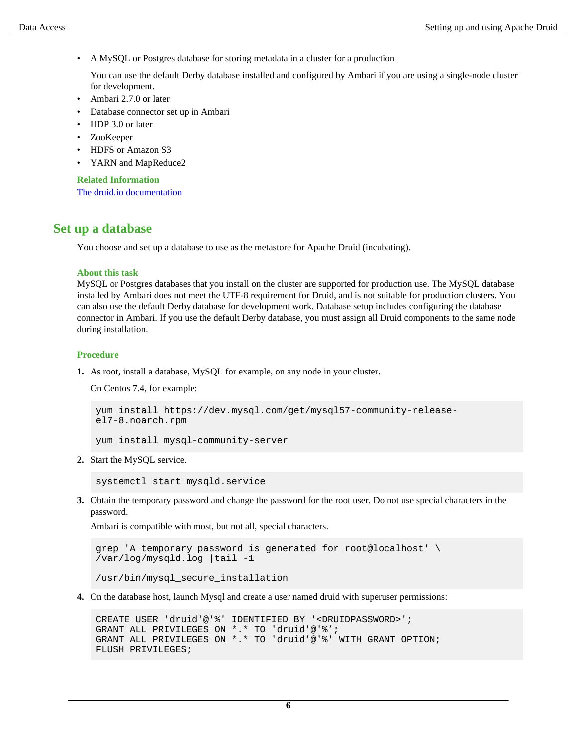- A MySQL or Postgres database for storing metadata in a cluster for a production

  You can use the default Derby database installed and configured by Ambari if you are using a single-node cluster for development.
- Ambari 2.7.0 or later
- Database connector set up in Ambari
- HDP 3.0 or later
- ZooKeeper
- HDFS or Amazon S3
- YARN and MapReduce2

**Related Information**

The druid.io documentation

## Set up a database

You choose and set up a database to use as the metastore for Apache Druid (incubating).

**About this task**

MySQL or Postgres databases that you install on the cluster are supported for production use. The MySQL database installed by Ambari does not meet the UTF-8 requirement for Druid, and is not suitable for production clusters. You can also use the default Derby database for development work. Database setup includes configuring the database connector in Ambari. If you use the default Derby database, you must assign all Druid components to the same node during installation.

**Procedure**

1. As root, install a database, MySQL for example, on any node in your cluster.

   On Centos 7.4, for example:

   ```
   yum install https://dev.mysql.com/get/mysql57-community-release-
   el7-8.noarch.rpm

   yum install mysql-community-server
   ```

2. Start the MySQL service.

   ```
   systemctl start mysqld.service
   ```

3. Obtain the temporary password and change the password for the root user. Do not use special characters in the password.

   Ambari is compatible with most, but not all, special characters.

   ```
   grep 'A temporary password is generated for root@localhost' \
   /var/log/mysqld.log |tail -1

   /usr/bin/mysql_secure_installation
   ```

4. On the database host, launch Mysql and create a user named druid with superuser permissions:

   ```
   CREATE USER 'druid'@'%' IDENTIFIED BY '<DRUIDPASSWORD>';
   GRANT ALL PRIVILEGES ON *.* TO 'druid'@'%';
   GRANT ALL PRIVILEGES ON *.* TO 'druid'@'%' WITH GRANT OPTION;
   FLUSH PRIVILEGES;
   ```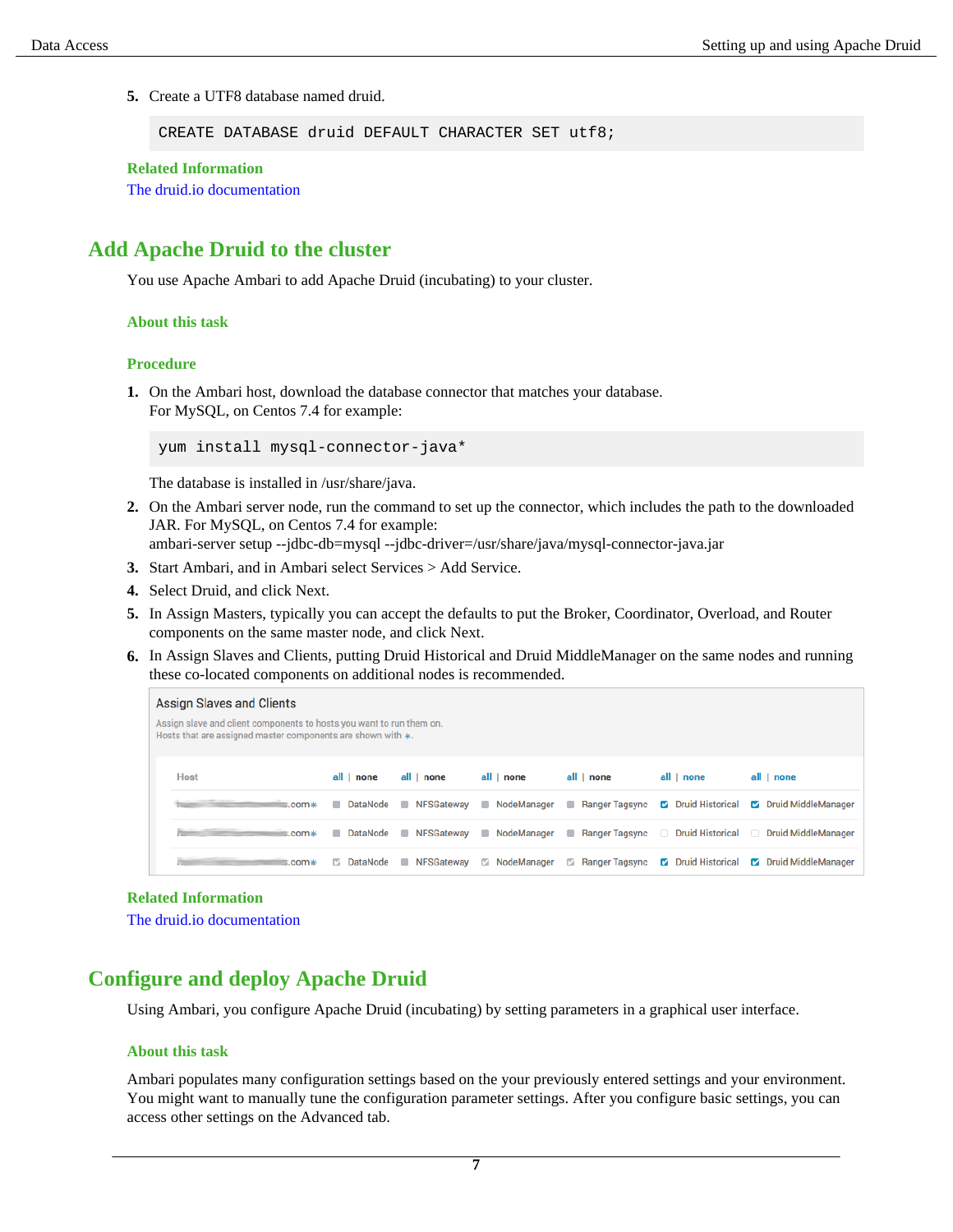5. Create a UTF8 database named druid.

```
CREATE DATABASE druid DEFAULT CHARACTER SET utf8;
```

**Related Information**

The druid.io documentation

## Add Apache Druid to the cluster

You use Apache Ambari to add Apache Druid (incubating) to your cluster.

### About this task

### Procedure

1. On the Ambari host, download the database connector that matches your database.
   For MySQL, on Centos 7.4 for example:

   ```
   yum install mysql-connector-java*
   ```

   The database is installed in /usr/share/java.
2. On the Ambari server node, run the command to set up the connector, which includes the path to the downloaded JAR. For MySQL, on Centos 7.4 for example:
   ambari-server setup --jdbc-db=mysql --jdbc-driver=/usr/share/java/mysql-connector-java.jar
3. Start Ambari, and in Ambari select Services > Add Service.
4. Select Druid, and click Next.
5. In Assign Masters, typically you can accept the defaults to put the Broker, Coordinator, Overload, and Router components on the same master node, and click Next.
6. In Assign Slaves and Clients, putting Druid Historical and Druid MiddleManager on the same nodes and running these co-located components on additional nodes is recommended.

**Related Information**

The druid.io documentation

## Configure and deploy Apache Druid

Using Ambari, you configure Apache Druid (incubating) by setting parameters in a graphical user interface.

### About this task

Ambari populates many configuration settings based on the your previously entered settings and your environment. You might want to manually tune the configuration parameter settings. After you configure basic settings, you can access other settings on the Advanced tab.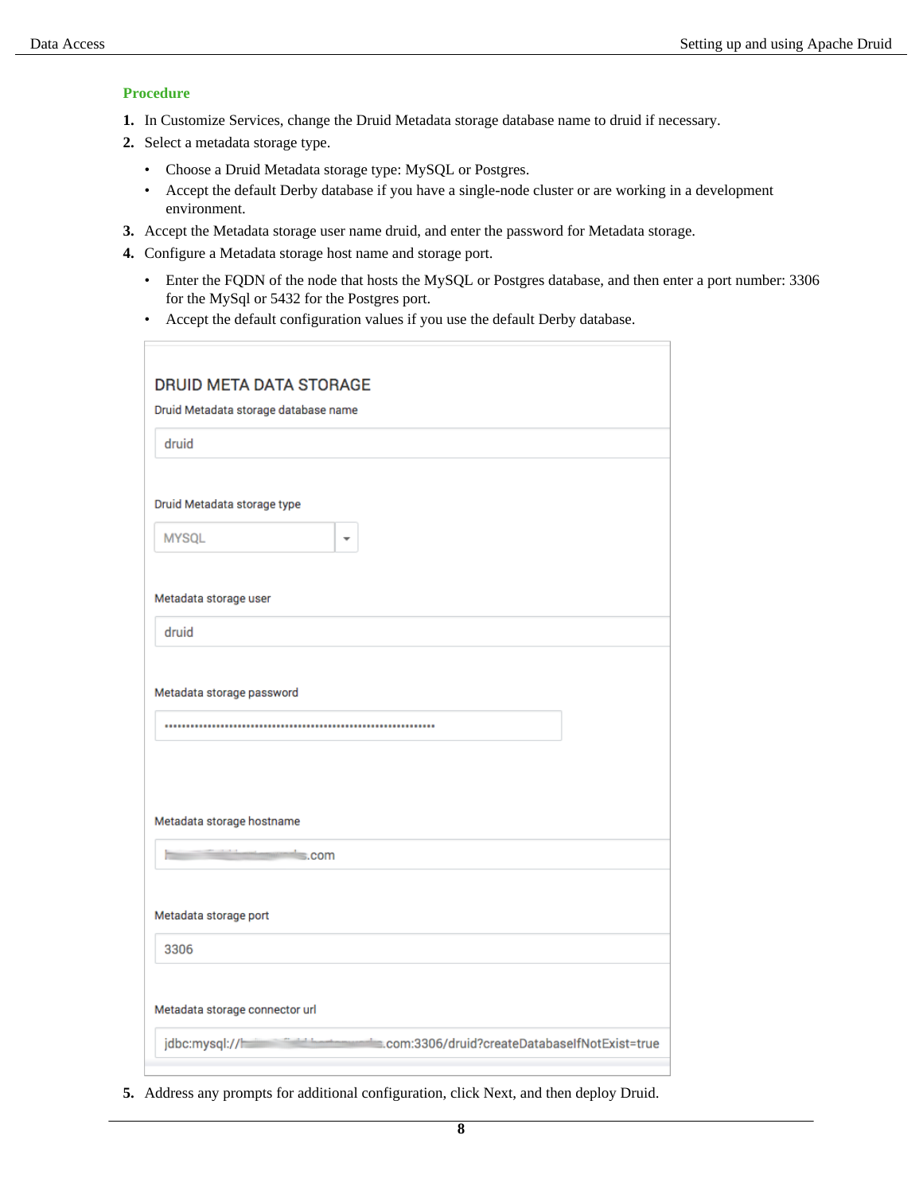### Procedure

1. In Customize Services, change the Druid Metadata storage database name to druid if necessary.
2. Select a metadata storage type.
   - Choose a Druid Metadata storage type: MySQL or Postgres.
   - Accept the default Derby database if you have a single-node cluster or are working in a development environment.
3. Accept the Metadata storage user name druid, and enter the password for Metadata storage.
4. Configure a Metadata storage host name and storage port.
   - Enter the FQDN of the node that hosts the MySQL or Postgres database, and then enter a port number: 3306 for the MySql or 5432 for the Postgres port.
   - Accept the default configuration values if you use the default Derby database.

DRUID META DATA STORAGE

Druid Metadata storage database name

druid

Druid Metadata storage type

MYSQL

Metadata storage user

druid

Metadata storage password

••••••••••••••••••••••••••••••••••••••••••••••••••••••••••••••

Metadata storage hostname

.com

Metadata storage port

3306

Metadata storage connector url

jdbc:mysql://.com:3306/druid?createDatabaseIfNotExist=true

5. Address any prompts for additional configuration, click Next, and then deploy Druid.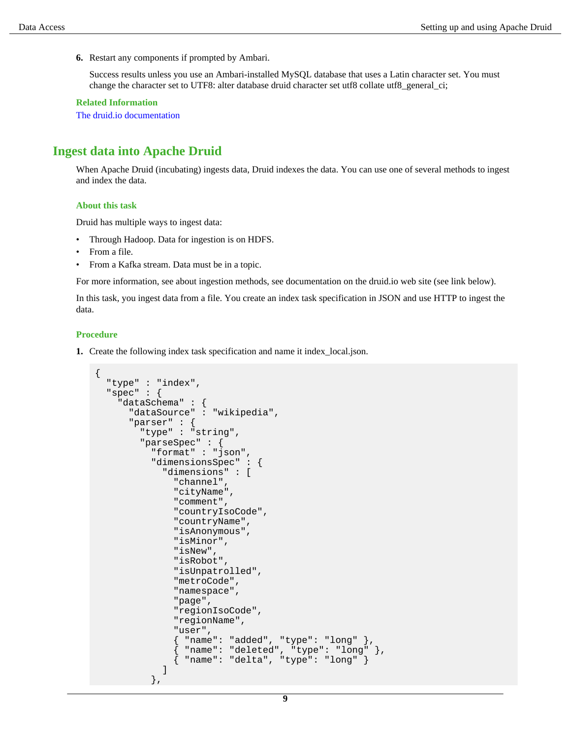6. Restart any components if prompted by Ambari.

   Success results unless you use an Ambari-installed MySQL database that uses a Latin character set. You must change the character set to UTF8: alter database druid character set utf8 collate utf8_general_ci;

**Related Information**

The druid.io documentation

## Ingest data into Apache Druid

When Apache Druid (incubating) ingests data, Druid indexes the data. You can use one of several methods to ingest and index the data.

### About this task

Druid has multiple ways to ingest data:

- Through Hadoop. Data for ingestion is on HDFS.
- From a file.
- From a Kafka stream. Data must be in a topic.

For more information, see about ingestion methods, see documentation on the druid.io web site (see link below).

In this task, you ingest data from a file. You create an index task specification in JSON and use HTTP to ingest the data.

### Procedure

1. Create the following index task specification and name it index_local.json.

```
{
  "type" : "index",
  "spec" : {
    "dataSchema" : {
      "dataSource" : "wikipedia",
      "parser" : {
        "type" : "string",
        "parseSpec" : {
          "format" : "json",
          "dimensionsSpec" : {
            "dimensions" : [
              "channel",
              "cityName",
              "comment",
              "countryIsoCode",
              "countryName",
              "isAnonymous",
              "isMinor",
              "isNew",
              "isRobot",
              "isUnpatrolled",
              "metroCode",
              "namespace",
              "page",
              "regionIsoCode",
              "regionName",
              "user",
              { "name": "added", "type": "long" },
              { "name": "deleted", "type": "long" },
              { "name": "delta", "type": "long" }
            ]
          },
```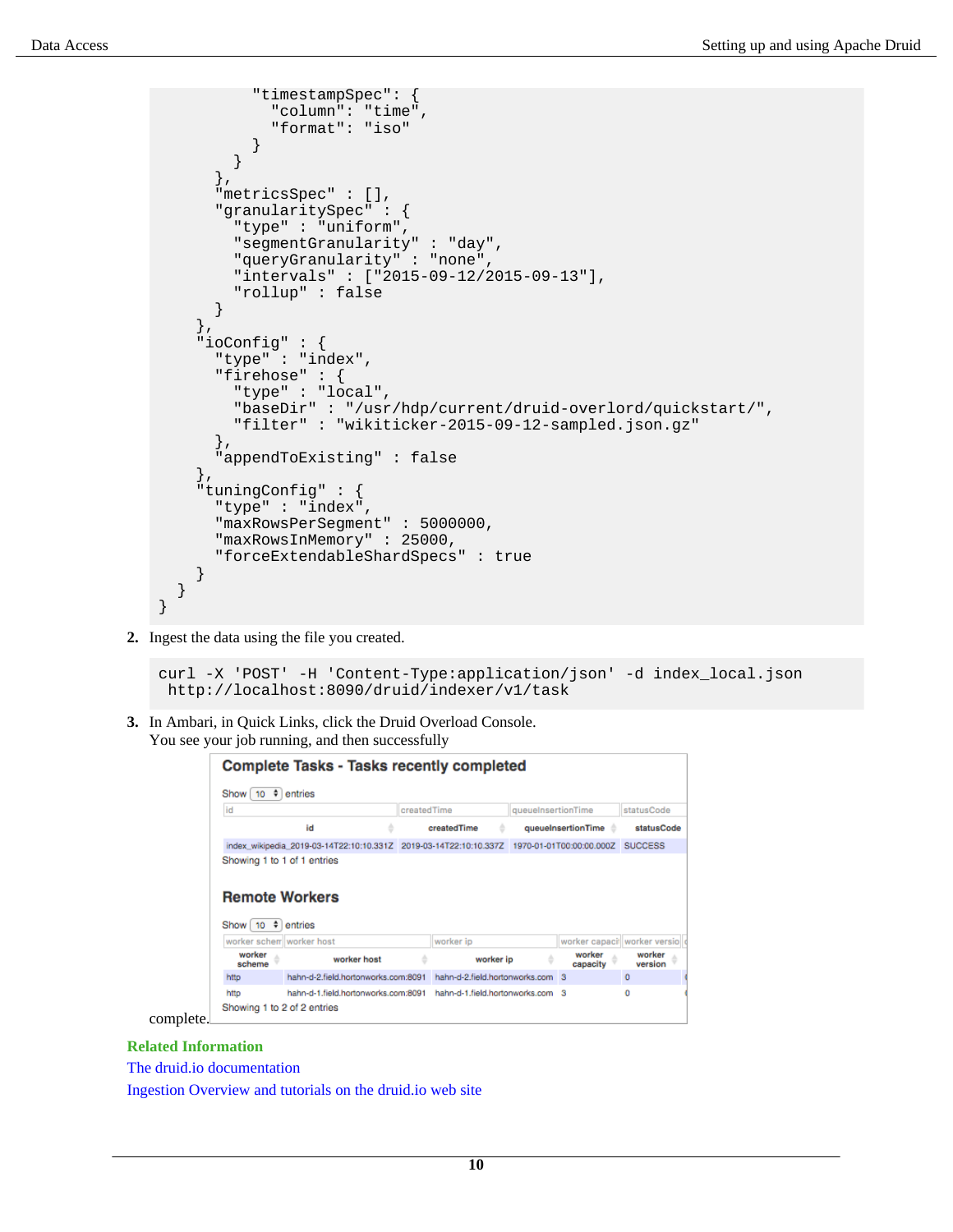```
            "timestampSpec": {
              "column": "time",
              "format": "iso"
            }
          }
        },
        "metricsSpec" : [],
        "granularitySpec" : {
          "type" : "uniform",
          "segmentGranularity" : "day",
          "queryGranularity" : "none",
          "intervals" : ["2015-09-12/2015-09-13"],
          "rollup" : false
        }
      },
      "ioConfig" : {
        "type" : "index",
        "firehose" : {
          "type" : "local",
          "baseDir" : "/usr/hdp/current/druid-overlord/quickstart/",
          "filter" : "wikiticker-2015-09-12-sampled.json.gz"
        },
        "appendToExisting" : false
      },
      "tuningConfig" : {
        "type" : "index",
        "maxRowsPerSegment" : 5000000,
        "maxRowsInMemory" : 25000,
        "forceExtendableShardSpecs" : true
      }
    }
  }
```

2. Ingest the data using the file you created.

```
curl -X 'POST' -H 'Content-Type:application/json' -d index_local.json
 http://localhost:8090/druid/indexer/v1/task
```

3. In Ambari, in Quick Links, click the Druid Overload Console.
   You see your job running, and then successfully complete.

**Complete Tasks - Tasks recently completed**

Show 10 entries

| id | createdTime | queueInsertionTime | statusCode |
|---|---|---|---|
| index_wikipedia_2019-03-14T22:10:10.331Z | 2019-03-14T22:10:10.337Z | 1970-01-01T00:00:00.000Z | SUCCESS |

Showing 1 to 1 of 1 entries

**Remote Workers**

Show 10 entries

| worker scheme | worker host | worker ip | worker capacity | worker version |
|---|---|---|---|---|
| http | hahn-d-2.field.hortonworks.com:8091 | hahn-d-2.field.hortonworks.com | 3 | 0 |
| http | hahn-d-1.field.hortonworks.com:8091 | hahn-d-1.field.hortonworks.com | 3 | 0 |

Showing 1 to 2 of 2 entries

**Related Information**

The druid.io documentation

Ingestion Overview and tutorials on the druid.io web site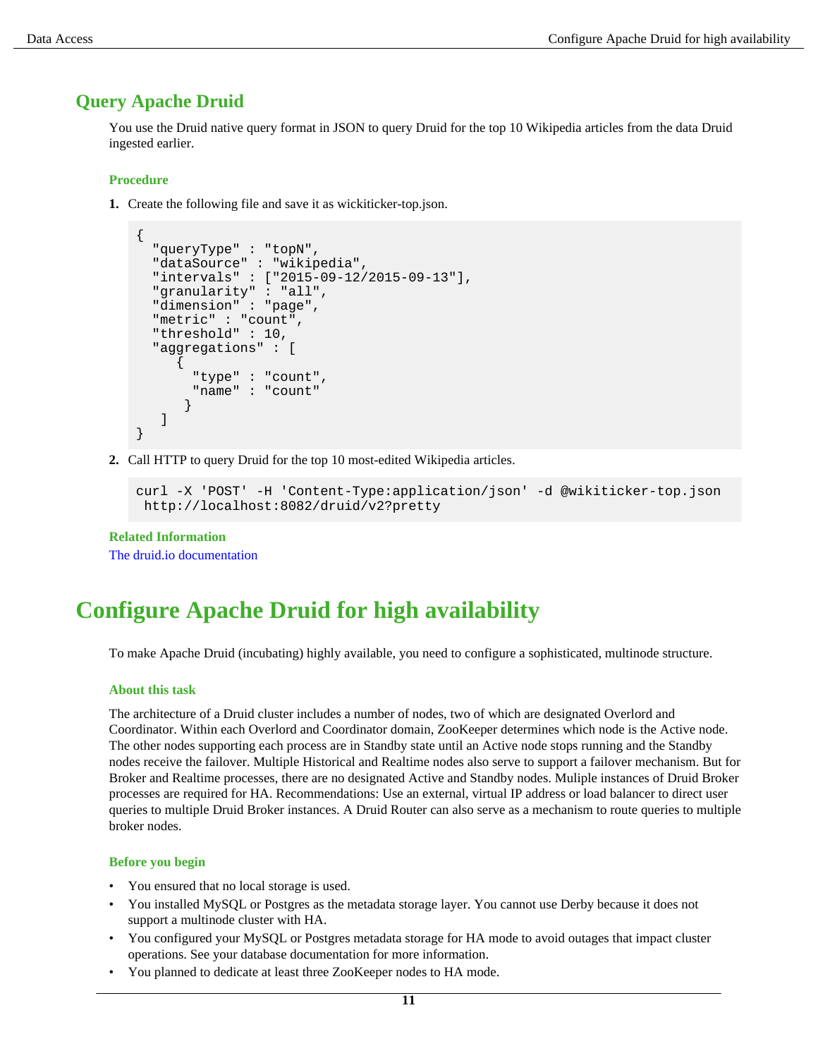## Query Apache Druid

You use the Druid native query format in JSON to query Druid for the top 10 Wikipedia articles from the data Druid ingested earlier.

### Procedure

1. Create the following file and save it as wickiticker-top.json.

```
{
  "queryType" : "topN",
  "dataSource" : "wikipedia",
  "intervals" : ["2015-09-12/2015-09-13"],
  "granularity" : "all",
  "dimension" : "page",
  "metric" : "count",
  "threshold" : 10,
  "aggregations" : [
     {
       "type" : "count",
       "name" : "count"
      }
   ]
}
```

2. Call HTTP to query Druid for the top 10 most-edited Wikipedia articles.

```
curl -X 'POST' -H 'Content-Type:application/json' -d @wikiticker-top.json
 http://localhost:8082/druid/v2?pretty
```

### Related Information

The druid.io documentation

# Configure Apache Druid for high availability

To make Apache Druid (incubating) highly available, you need to configure a sophisticated, multinode structure.

### About this task

The architecture of a Druid cluster includes a number of nodes, two of which are designated Overlord and Coordinator. Within each Overlord and Coordinator domain, ZooKeeper determines which node is the Active node. The other nodes supporting each process are in Standby state until an Active node stops running and the Standby nodes receive the failover. Multiple Historical and Realtime nodes also serve to support a failover mechanism. But for Broker and Realtime processes, there are no designated Active and Standby nodes. Muliple instances of Druid Broker processes are required for HA. Recommendations: Use an external, virtual IP address or load balancer to direct user queries to multiple Druid Broker instances. A Druid Router can also serve as a mechanism to route queries to multiple broker nodes.

### Before you begin

- You ensured that no local storage is used.
- You installed MySQL or Postgres as the metadata storage layer. You cannot use Derby because it does not support a multinode cluster with HA.
- You configured your MySQL or Postgres metadata storage for HA mode to avoid outages that impact cluster operations. See your database documentation for more information.
- You planned to dedicate at least three ZooKeeper nodes to HA mode.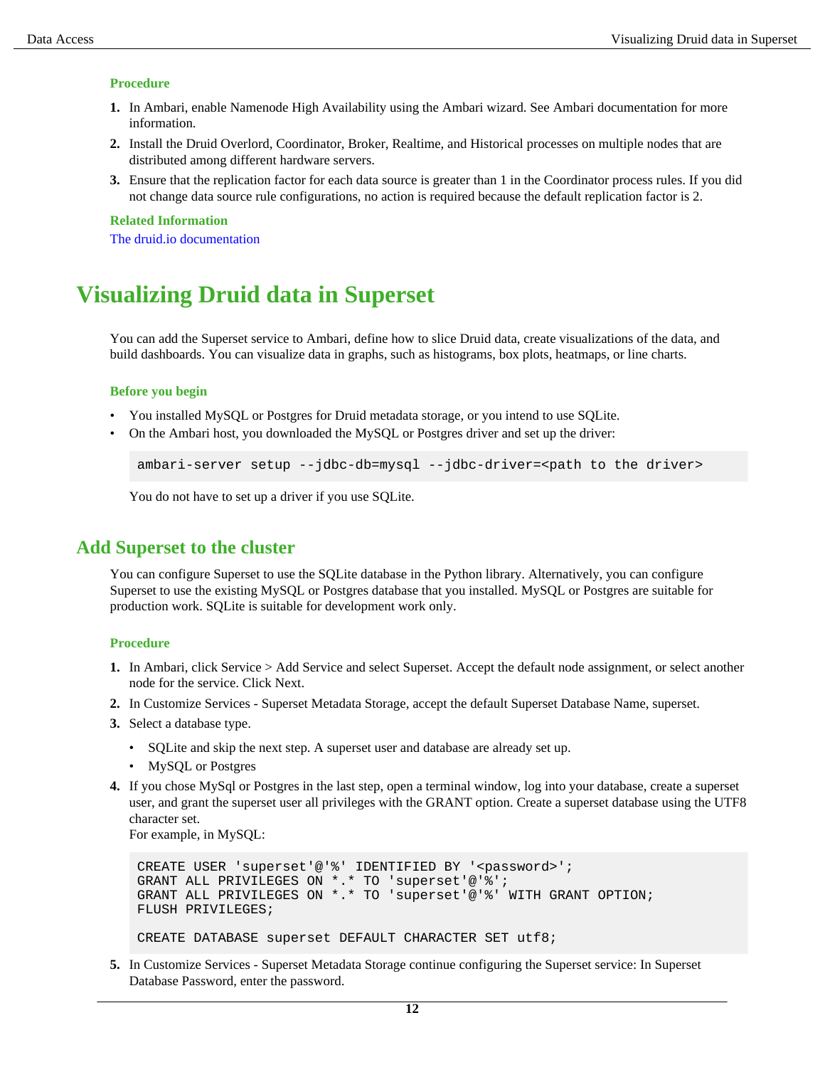#### Procedure

1. In Ambari, enable Namenode High Availability using the Ambari wizard. See Ambari documentation for more information.
2. Install the Druid Overlord, Coordinator, Broker, Realtime, and Historical processes on multiple nodes that are distributed among different hardware servers.
3. Ensure that the replication factor for each data source is greater than 1 in the Coordinator process rules. If you did not change data source rule configurations, no action is required because the default replication factor is 2.

#### Related Information

The druid.io documentation

# Visualizing Druid data in Superset

You can add the Superset service to Ambari, define how to slice Druid data, create visualizations of the data, and build dashboards. You can visualize data in graphs, such as histograms, box plots, heatmaps, or line charts.

#### Before you begin

- You installed MySQL or Postgres for Druid metadata storage, or you intend to use SQLite.
- On the Ambari host, you downloaded the MySQL or Postgres driver and set up the driver:

  ```
  ambari-server setup --jdbc-db=mysql --jdbc-driver=<path to the driver>
  ```

  You do not have to set up a driver if you use SQLite.

## Add Superset to the cluster

You can configure Superset to use the SQLite database in the Python library. Alternatively, you can configure Superset to use the existing MySQL or Postgres database that you installed. MySQL or Postgres are suitable for production work. SQLite is suitable for development work only.

#### Procedure

1. In Ambari, click Service > Add Service and select Superset. Accept the default node assignment, or select another node for the service. Click Next.
2. In Customize Services - Superset Metadata Storage, accept the default Superset Database Name, superset.
3. Select a database type.
   - SQLite and skip the next step. A superset user and database are already set up.
   - MySQL or Postgres
4. If you chose MySql or Postgres in the last step, open a terminal window, log into your database, create a superset user, and grant the superset user all privileges with the GRANT option. Create a superset database using the UTF8 character set.
   For example, in MySQL:

   ```
   CREATE USER 'superset'@'%' IDENTIFIED BY '<password>';
   GRANT ALL PRIVILEGES ON *.* TO 'superset'@'%';
   GRANT ALL PRIVILEGES ON *.* TO 'superset'@'%' WITH GRANT OPTION;
   FLUSH PRIVILEGES;

   CREATE DATABASE superset DEFAULT CHARACTER SET utf8;
   ```

5. In Customize Services - Superset Metadata Storage continue configuring the Superset service: In Superset Database Password, enter the password.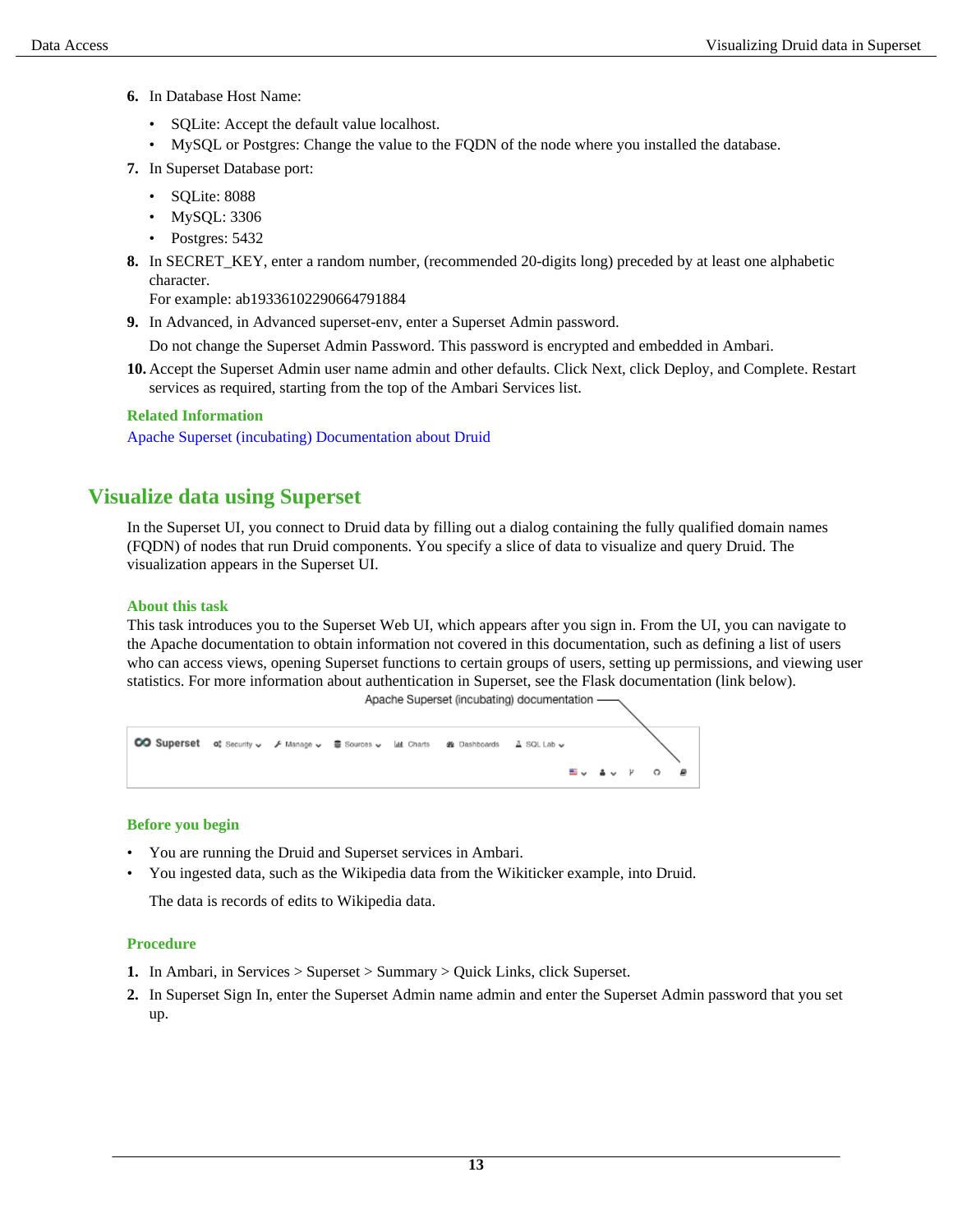6. In Database Host Name:

   - SQLite: Accept the default value localhost.
   - MySQL or Postgres: Change the value to the FQDN of the node where you installed the database.

7. In Superset Database port:

   - SQLite: 8088
   - MySQL: 3306
   - Postgres: 5432

8. In SECRET_KEY, enter a random number, (recommended 20-digits long) preceded by at least one alphabetic character.
   For example: ab19336102290664791884

9. In Advanced, in Advanced superset-env, enter a Superset Admin password.

   Do not change the Superset Admin Password. This password is encrypted and embedded in Ambari.

10. Accept the Superset Admin user name admin and other defaults. Click Next, click Deploy, and Complete. Restart services as required, starting from the top of the Ambari Services list.

**Related Information**

Apache Superset (incubating) Documentation about Druid

## Visualize data using Superset

In the Superset UI, you connect to Druid data by filling out a dialog containing the fully qualified domain names (FQDN) of nodes that run Druid components. You specify a slice of data to visualize and query Druid. The visualization appears in the Superset UI.

### About this task

This task introduces you to the Superset Web UI, which appears after you sign in. From the UI, you can navigate to the Apache documentation to obtain information not covered in this documentation, such as defining a list of users who can access views, opening Superset functions to certain groups of users, setting up permissions, and viewing user statistics. For more information about authentication in Superset, see the Flask documentation (link below).

Apache Superset (incubating) documentation

Superset | Security | Manage | Sources | Charts | Dashboards | SQL Lab

### Before you begin

- You are running the Druid and Superset services in Ambari.
- You ingested data, such as the Wikipedia data from the Wikiticker example, into Druid.

  The data is records of edits to Wikipedia data.

### Procedure

1. In Ambari, in Services > Superset > Summary > Quick Links, click Superset.
2. In Superset Sign In, enter the Superset Admin name admin and enter the Superset Admin password that you set up.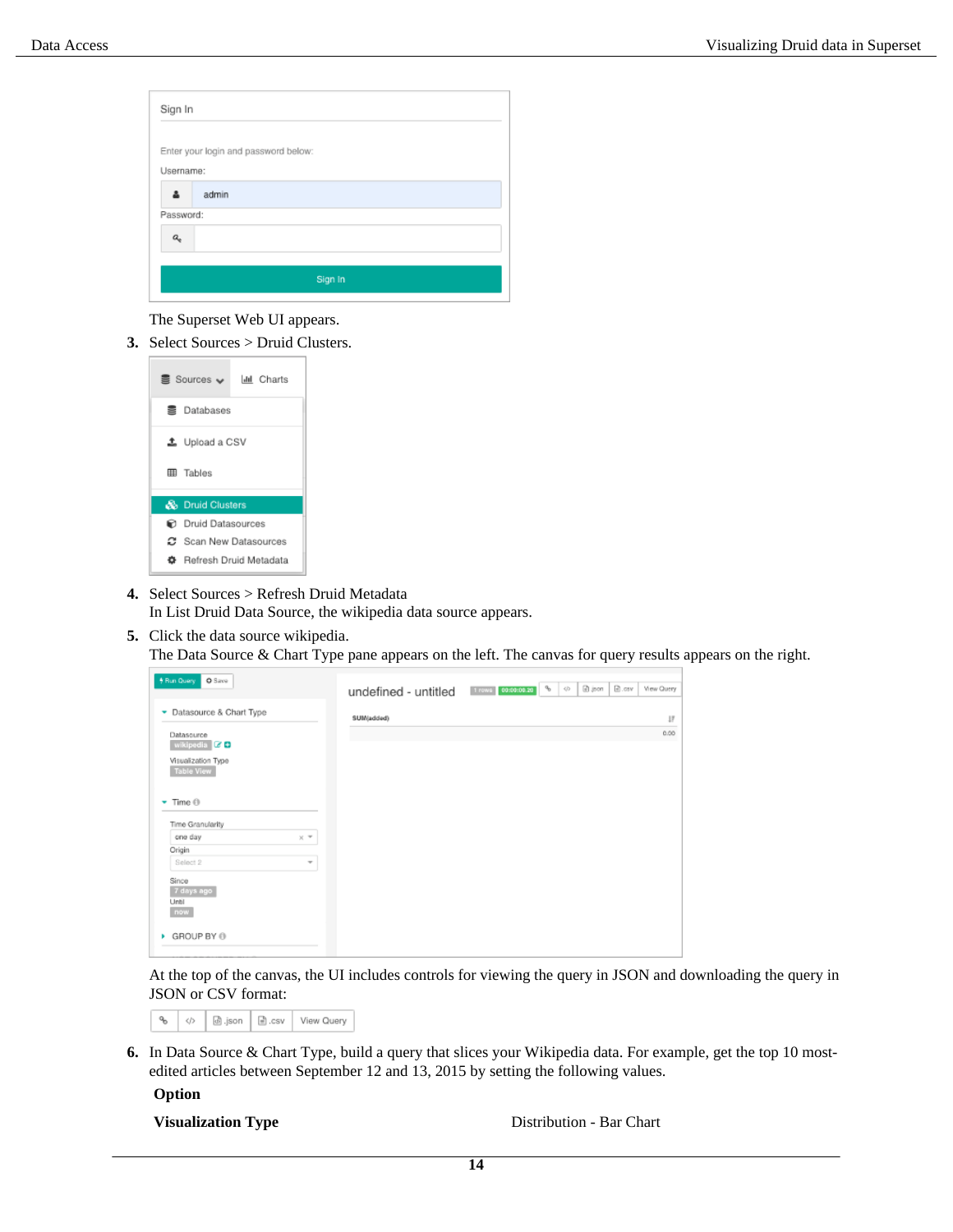The Superset Web UI appears.

3. Select Sources > Druid Clusters.

4. Select Sources > Refresh Druid Metadata
   In List Druid Data Source, the wikipedia data source appears.

5. Click the data source wikipedia.
   The Data Source & Chart Type pane appears on the left. The canvas for query results appears on the right.

   At the top of the canvas, the UI includes controls for viewing the query in JSON and downloading the query in JSON or CSV format:

6. In Data Source & Chart Type, build a query that slices your Wikipedia data. For example, get the top 10 most-edited articles between September 12 and 13, 2015 by setting the following values.

| Option | |
|---|---|
| **Visualization Type** | Distribution - Bar Chart |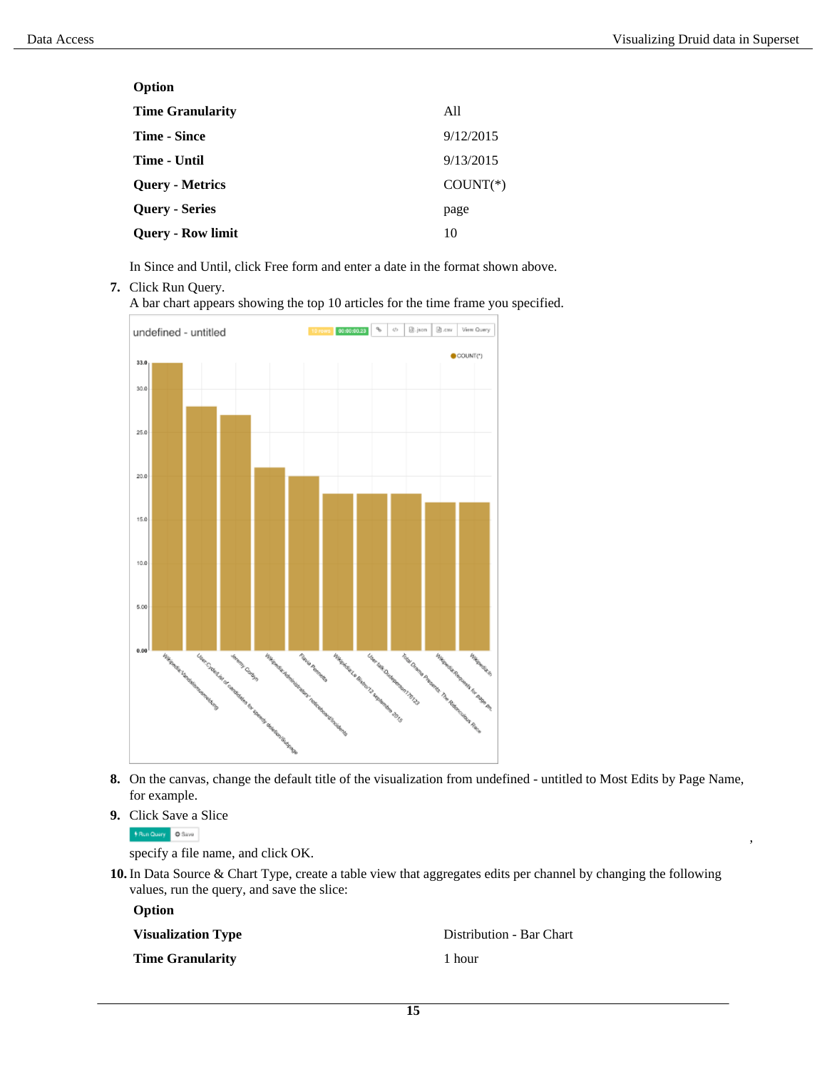| Option | |
|---|---|
| **Time Granularity** | All |
| **Time - Since** | 9/12/2015 |
| **Time - Until** | 9/13/2015 |
| **Query - Metrics** | COUNT(*) |
| **Query - Series** | page |
| **Query - Row limit** | 10 |

In Since and Until, click Free form and enter a date in the format shown above.

7. Click Run Query.
   A bar chart appears showing the top 10 articles for the time frame you specified.

8. On the canvas, change the default title of the visualization from undefined - untitled to Most Edits by Page Name, for example.
9. Click Save a Slice

   ,

   specify a file name, and click OK.
10. In Data Source & Chart Type, create a table view that aggregates edits per channel by changing the following values, run the query, and save the slice:

| Option | |
|---|---|
| **Visualization Type** | Distribution - Bar Chart |
| **Time Granularity** | 1 hour |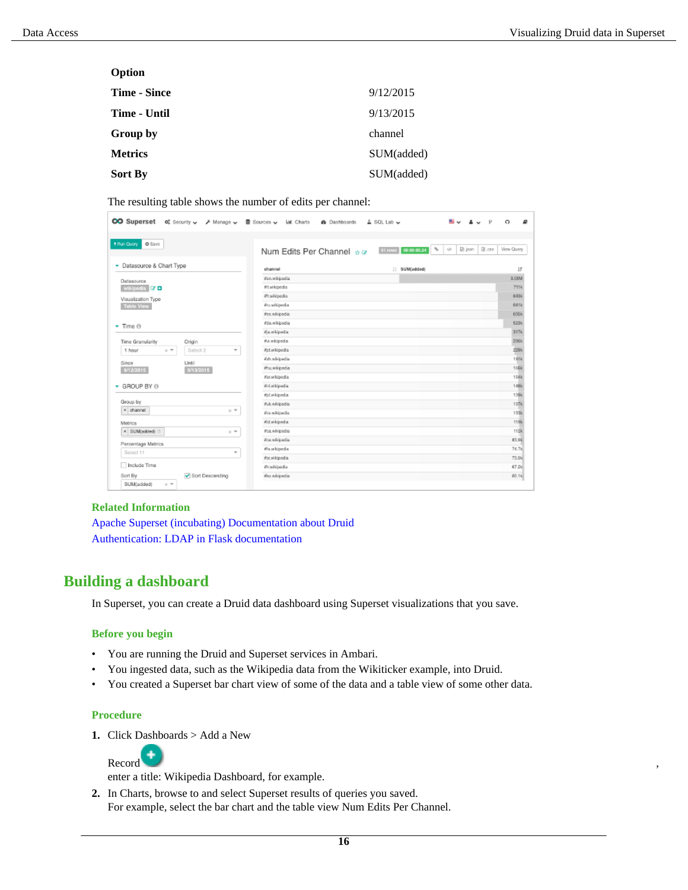| Option | |
| --- | --- |
| **Time - Since** | 9/12/2015 |
| **Time - Until** | 9/13/2015 |
| **Group by** | channel |
| **Metrics** | SUM(added) |
| **Sort By** | SUM(added) |

The resulting table shows the number of edits per channel:

**Related Information**

Apache Superset (incubating) Documentation about Druid

Authentication: LDAP in Flask documentation

## Building a dashboard

In Superset, you can create a Druid data dashboard using Superset visualizations that you save.

### Before you begin

- You are running the Druid and Superset services in Ambari.
- You ingested data, such as the Wikipedia data from the Wikiticker example, into Druid.
- You created a Superset bar chart view of some of the data and a table view of some other data.

### Procedure

1. Click Dashboards > Add a New Record ,
   enter a title: Wikipedia Dashboard, for example.
2. In Charts, browse to and select Superset results of queries you saved.
   For example, select the bar chart and the table view Num Edits Per Channel.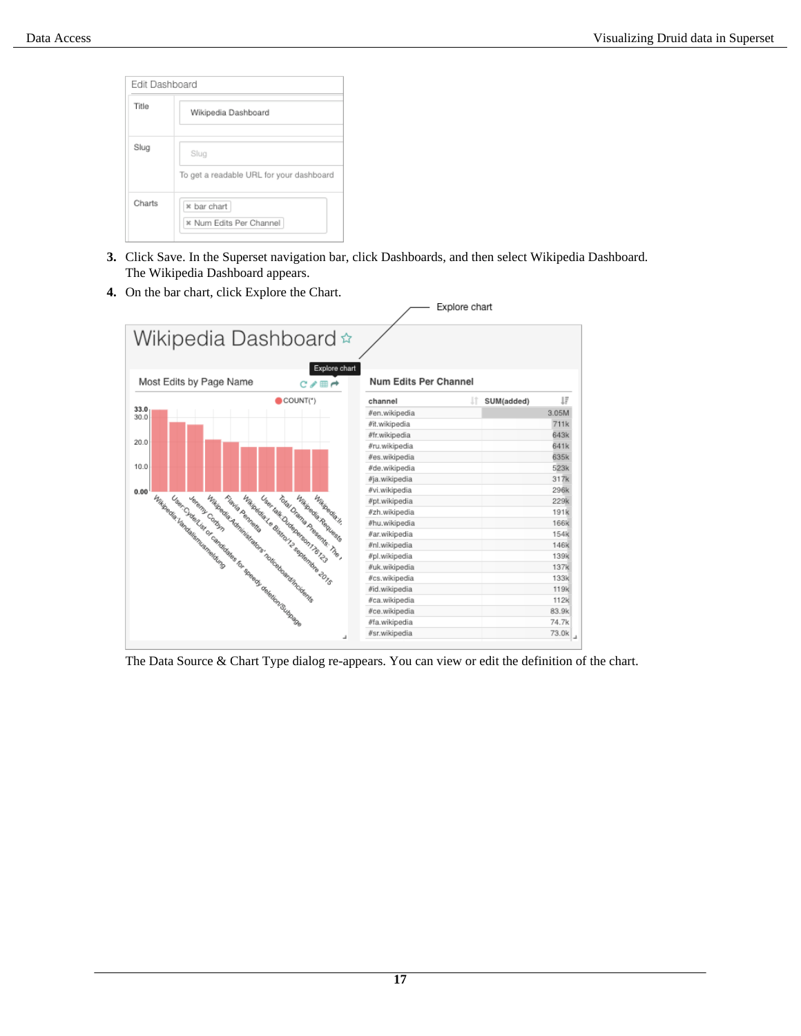3. Click Save. In the Superset navigation bar, click Dashboards, and then select Wikipedia Dashboard. The Wikipedia Dashboard appears.
4. On the bar chart, click Explore the Chart.

   The Data Source & Chart Type dialog re-appears. You can view or edit the definition of the chart.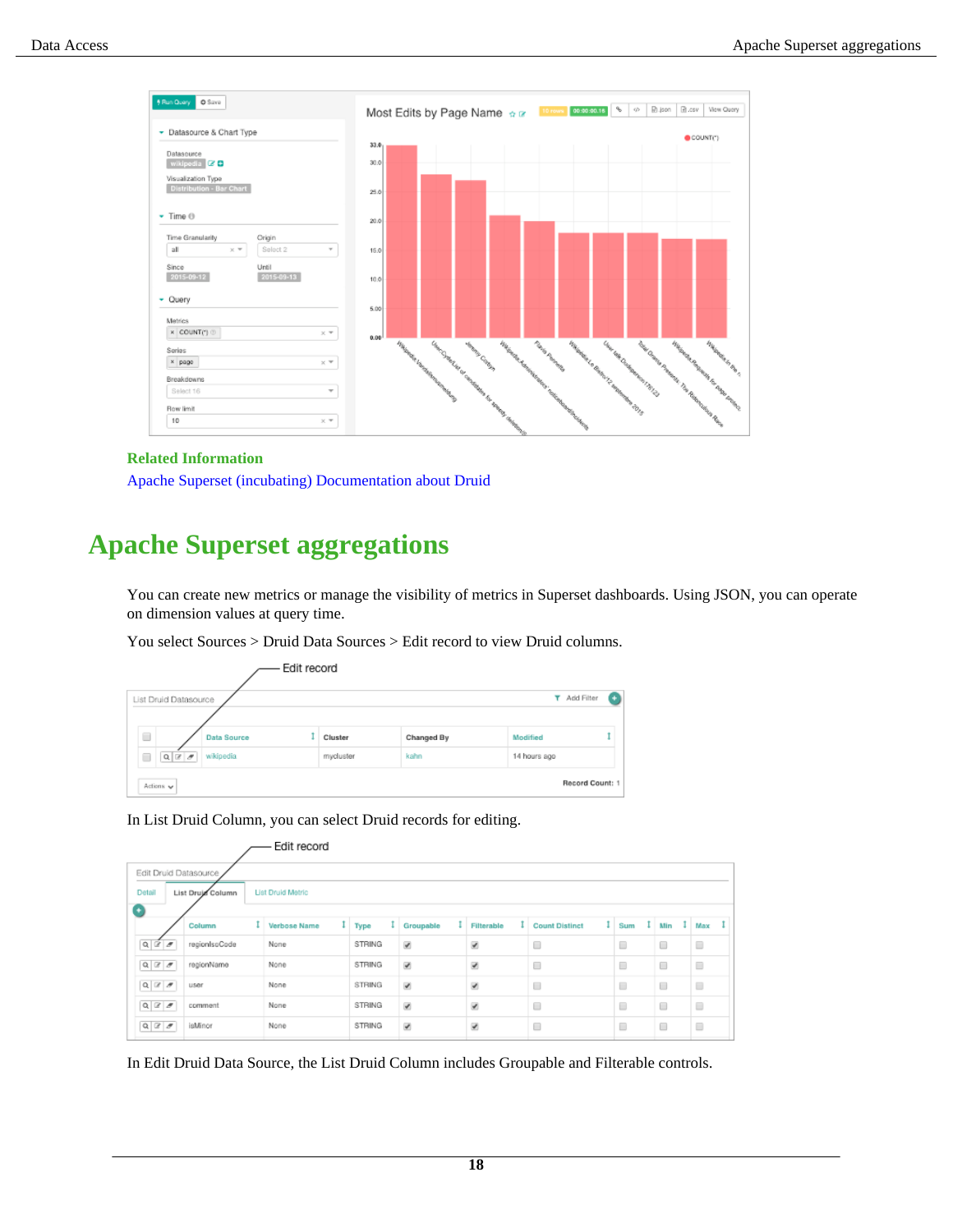**Related Information**

Apache Superset (incubating) Documentation about Druid

# Apache Superset aggregations

You can create new metrics or manage the visibility of metrics in Superset dashboards. Using JSON, you can operate on dimension values at query time.

You select Sources > Druid Data Sources > Edit record to view Druid columns.

In List Druid Column, you can select Druid records for editing.

In Edit Druid Data Source, the List Druid Column includes Groupable and Filterable controls.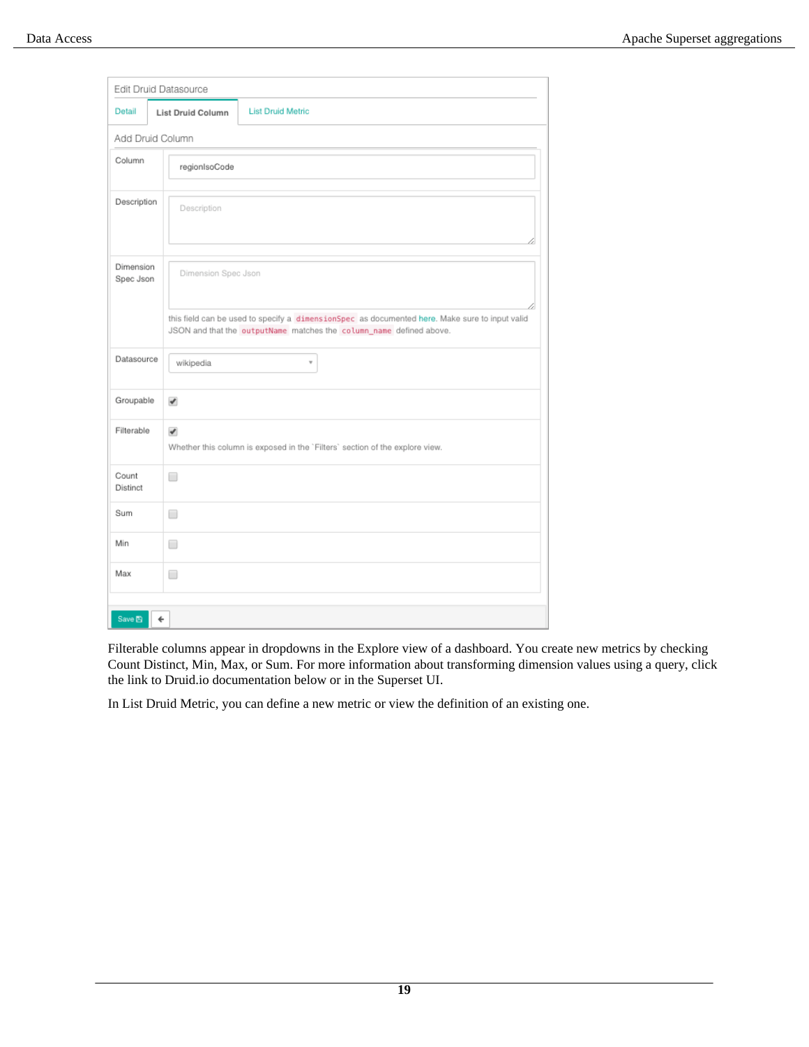Filterable columns appear in dropdowns in the Explore view of a dashboard. You create new metrics by checking Count Distinct, Min, Max, or Sum. For more information about transforming dimension values using a query, click the link to Druid.io documentation below or in the Superset UI.

In List Druid Metric, you can define a new metric or view the definition of an existing one.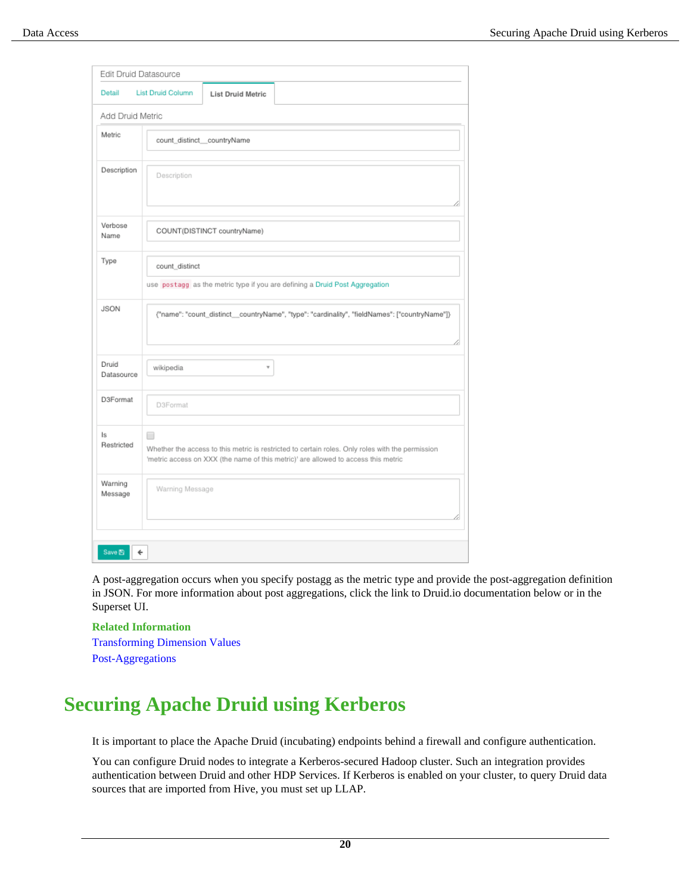A post-aggregation occurs when you specify postagg as the metric type and provide the post-aggregation definition in JSON. For more information about post aggregations, click the link to Druid.io documentation below or in the Superset UI.

**Related Information**

Transforming Dimension Values

Post-Aggregations

# Securing Apache Druid using Kerberos

It is important to place the Apache Druid (incubating) endpoints behind a firewall and configure authentication.

You can configure Druid nodes to integrate a Kerberos-secured Hadoop cluster. Such an integration provides authentication between Druid and other HDP Services. If Kerberos is enabled on your cluster, to query Druid data sources that are imported from Hive, you must set up LLAP.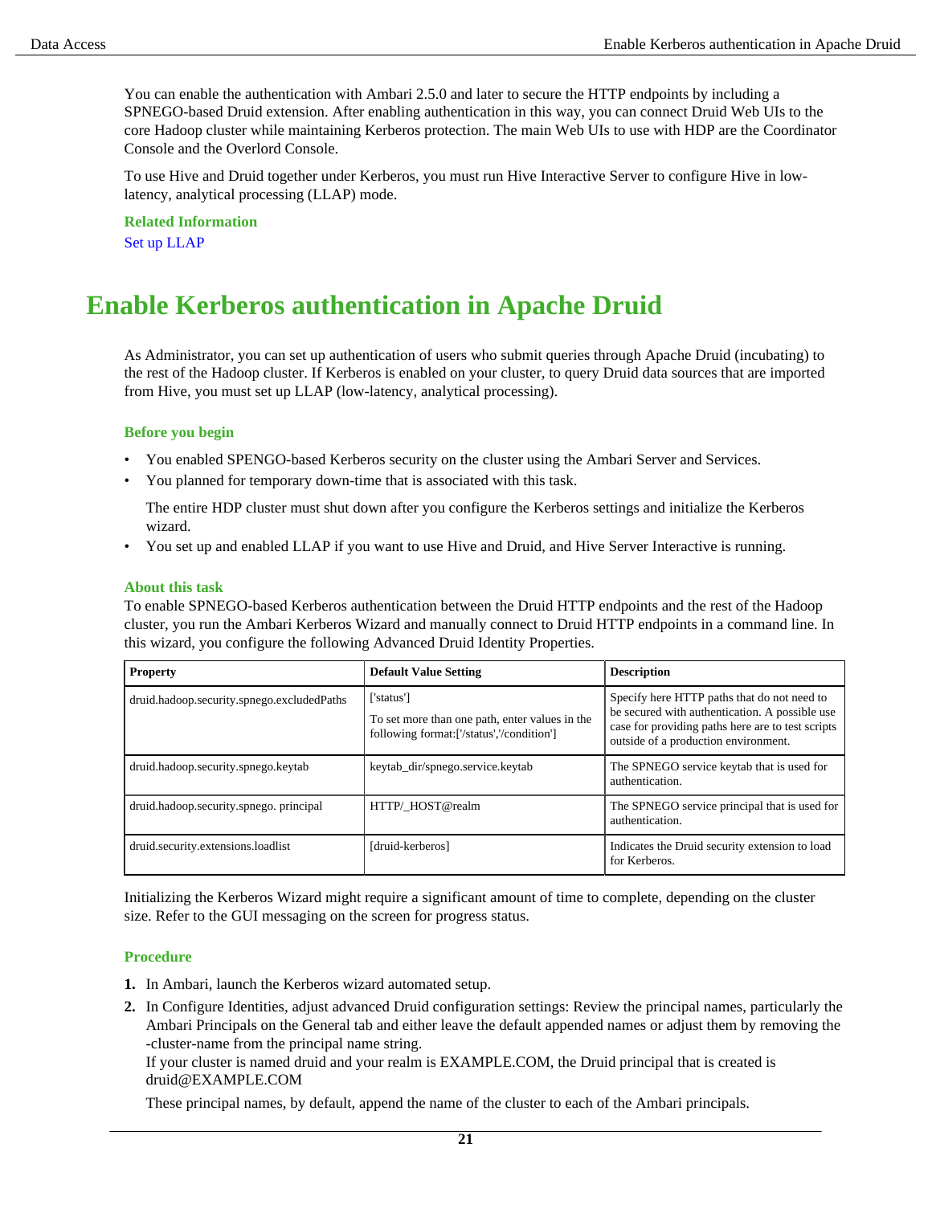You can enable the authentication with Ambari 2.5.0 and later to secure the HTTP endpoints by including a SPNEGO-based Druid extension. After enabling authentication in this way, you can connect Druid Web UIs to the core Hadoop cluster while maintaining Kerberos protection. The main Web UIs to use with HDP are the Coordinator Console and the Overlord Console.

To use Hive and Druid together under Kerberos, you must run Hive Interactive Server to configure Hive in low-latency, analytical processing (LLAP) mode.

**Related Information**

Set up LLAP

# Enable Kerberos authentication in Apache Druid

As Administrator, you can set up authentication of users who submit queries through Apache Druid (incubating) to the rest of the Hadoop cluster. If Kerberos is enabled on your cluster, to query Druid data sources that are imported from Hive, you must set up LLAP (low-latency, analytical processing).

### Before you begin

- You enabled SPENGO-based Kerberos security on the cluster using the Ambari Server and Services.
- You planned for temporary down-time that is associated with this task.

  The entire HDP cluster must shut down after you configure the Kerberos settings and initialize the Kerberos wizard.
- You set up and enabled LLAP if you want to use Hive and Druid, and Hive Server Interactive is running.

### About this task

To enable SPNEGO-based Kerberos authentication between the Druid HTTP endpoints and the rest of the Hadoop cluster, you run the Ambari Kerberos Wizard and manually connect to Druid HTTP endpoints in a command line. In this wizard, you configure the following Advanced Druid Identity Properties.

| Property | Default Value Setting | Description |
| --- | --- | --- |
| druid.hadoop.security.spnego.excludedPaths | ['status']<br><br>To set more than one path, enter values in the following format:['/status','/condition'] | Specify here HTTP paths that do not need to be secured with authentication. A possible use case for providing paths here are to test scripts outside of a production environment. |
| druid.hadoop.security.spnego.keytab | keytab_dir/spnego.service.keytab | The SPNEGO service keytab that is used for authentication. |
| druid.hadoop.security.spnego. principal | HTTP/_HOST@realm | The SPNEGO service principal that is used for authentication. |
| druid.security.extensions.loadlist | [druid-kerberos] | Indicates the Druid security extension to load for Kerberos. |

Initializing the Kerberos Wizard might require a significant amount of time to complete, depending on the cluster size. Refer to the GUI messaging on the screen for progress status.

### Procedure

1. In Ambari, launch the Kerberos wizard automated setup.
2. In Configure Identities, adjust advanced Druid configuration settings: Review the principal names, particularly the Ambari Principals on the General tab and either leave the default appended names or adjust them by removing the -cluster-name from the principal name string.
   If your cluster is named druid and your realm is EXAMPLE.COM, the Druid principal that is created is druid@EXAMPLE.COM

   These principal names, by default, append the name of the cluster to each of the Ambari principals.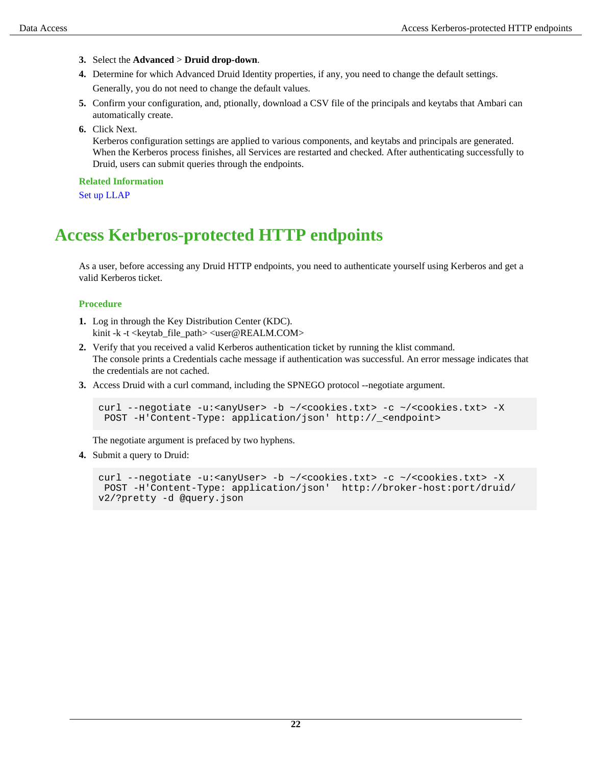3. Select the **Advanced** > **Druid drop-down**.
4. Determine for which Advanced Druid Identity properties, if any, you need to change the default settings.

   Generally, you do not need to change the default values.
5. Confirm your configuration, and, ptionally, download a CSV file of the principals and keytabs that Ambari can automatically create.
6. Click Next.
   Kerberos configuration settings are applied to various components, and keytabs and principals are generated. When the Kerberos process finishes, all Services are restarted and checked. After authenticating successfully to Druid, users can submit queries through the endpoints.

**Related Information**

Set up LLAP

# Access Kerberos-protected HTTP endpoints

As a user, before accessing any Druid HTTP endpoints, you need to authenticate yourself using Kerberos and get a valid Kerberos ticket.

### Procedure

1. Log in through the Key Distribution Center (KDC).
   kinit -k -t <keytab_file_path> <user@REALM.COM>
2. Verify that you received a valid Kerberos authentication ticket by running the klist command.
   The console prints a Credentials cache message if authentication was successful. An error message indicates that the credentials are not cached.
3. Access Druid with a curl command, including the SPNEGO protocol --negotiate argument.

   ```
   curl --negotiate -u:<anyUser> -b ~/<cookies.txt> -c ~/<cookies.txt> -X
    POST -H'Content-Type: application/json' http://_<endpoint>
   ```

   The negotiate argument is prefaced by two hyphens.
4. Submit a query to Druid:

   ```
   curl --negotiate -u:<anyUser> -b ~/<cookies.txt> -c ~/<cookies.txt> -X
    POST -H'Content-Type: application/json'  http://broker-host:port/druid/
   v2/?pretty -d @query.json
   ```